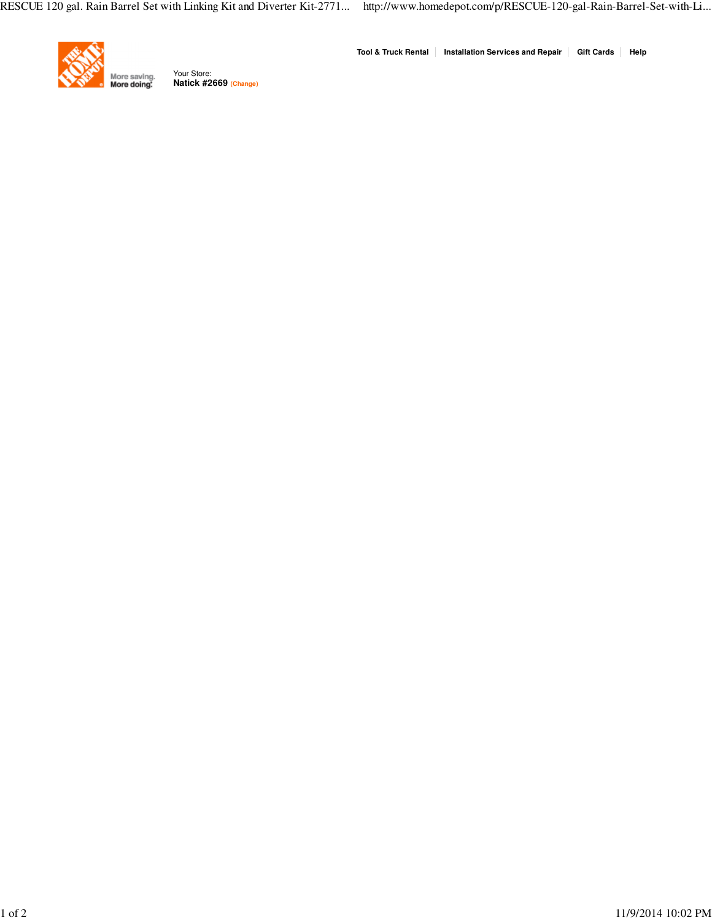Tool & Truck Rental | Installation Services and Repair | Gift Cards | Help

More saving.
More doing.

Your Store:
**Natick #2669** (Change)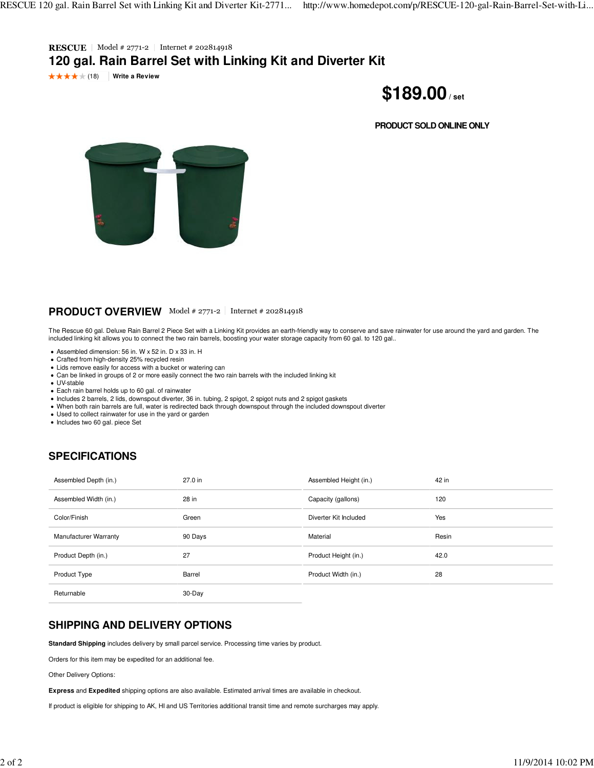RESCUE | Model # 2771-2 | Internet # 202814918

# 120 gal. Rain Barrel Set with Linking Kit and Diverter Kit

★★★★☆ (18) | Write a Review

**$189.00** / set

**PRODUCT SOLD ONLINE ONLY**

## PRODUCT OVERVIEW

Model # 2771-2 | Internet # 202814918

The Rescue 60 gal. Deluxe Rain Barrel 2 Piece Set with a Linking Kit provides an earth-friendly way to conserve and save rainwater for use around the yard and garden. The included linking kit allows you to connect the two rain barrels, boosting your water storage capacity from 60 gal. to 120 gal..

- Assembled dimension: 56 in. W x 52 in. D x 33 in. H
- Crafted from high-density 25% recycled resin
- Lids remove easily for access with a bucket or watering can
- Can be linked in groups of 2 or more easily connect the two rain barrels with the included linking kit
- UV-stable
- Each rain barrel holds up to 60 gal. of rainwater
- Includes 2 barrels, 2 lids, downspout diverter, 36 in. tubing, 2 spigot, 2 spigot nuts and 2 spigot gaskets
- When both rain barrels are full, water is redirected back through downspout through the included downspout diverter
- Used to collect rainwater for use in the yard or garden
- Includes two 60 gal. piece Set

## SPECIFICATIONS

| | | | |
|---|---|---|---|
| Assembled Depth (in.) | 27.0 in | Assembled Height (in.) | 42 in |
| Assembled Width (in.) | 28 in | Capacity (gallons) | 120 |
| Color/Finish | Green | Diverter Kit Included | Yes |
| Manufacturer Warranty | 90 Days | Material | Resin |
| Product Depth (in.) | 27 | Product Height (in.) | 42.0 |
| Product Type | Barrel | Product Width (in.) | 28 |
| Returnable | 30-Day | | |

## SHIPPING AND DELIVERY OPTIONS

**Standard Shipping** includes delivery by small parcel service. Processing time varies by product.

Orders for this item may be expedited for an additional fee.

Other Delivery Options:

**Express** and **Expedited** shipping options are also available. Estimated arrival times are available in checkout.

If product is eligible for shipping to AK, HI and US Territories additional transit time and remote surcharges may apply.